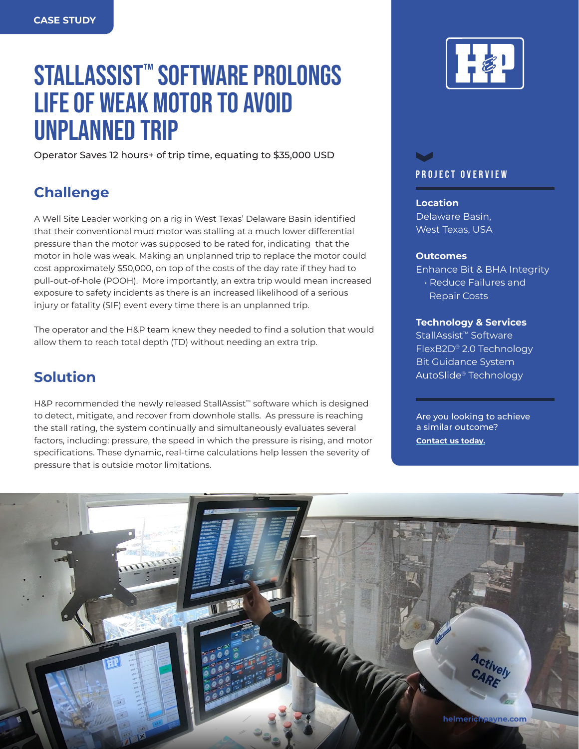CASE STUDY

# STALLASSIST™ SOFTWARE PROLONGS LIFE OF WEAK MOTOR TO AVOID UNPLANNED TRIP

Operator Saves 12 hours+ of trip time, equating to $35,000 USD

## Challenge

A Well Site Leader working on a rig in West Texas' Delaware Basin identified that their conventional mud motor was stalling at a much lower differential pressure than the motor was supposed to be rated for, indicating that the motor in hole was weak. Making an unplanned trip to replace the motor could cost approximately $50,000, on top of the costs of the day rate if they had to pull-out-of-hole (POOH). More importantly, an extra trip would mean increased exposure to safety incidents as there is an increased likelihood of a serious injury or fatality (SIF) event every time there is an unplanned trip.

The operator and the H&P team knew they needed to find a solution that would allow them to reach total depth (TD) without needing an extra trip.

## Solution

H&P recommended the newly released StallAssist™ software which is designed to detect, mitigate, and recover from downhole stalls. As pressure is reaching the stall rating, the system continually and simultaneously evaluates several factors, including: pressure, the speed in which the pressure is rising, and motor specifications. These dynamic, real-time calculations help lessen the severity of pressure that is outside motor limitations.

### PROJECT OVERVIEW

**Location**
Delaware Basin,
West Texas, USA

**Outcomes**
Enhance Bit & BHA Integrity
- Reduce Failures and Repair Costs

**Technology & Services**
StallAssist™ Software
FlexB2D® 2.0 Technology
Bit Guidance System
AutoSlide® Technology

Are you looking to achieve a similar outcome?
**Contact us today.**

helmerichpayne.com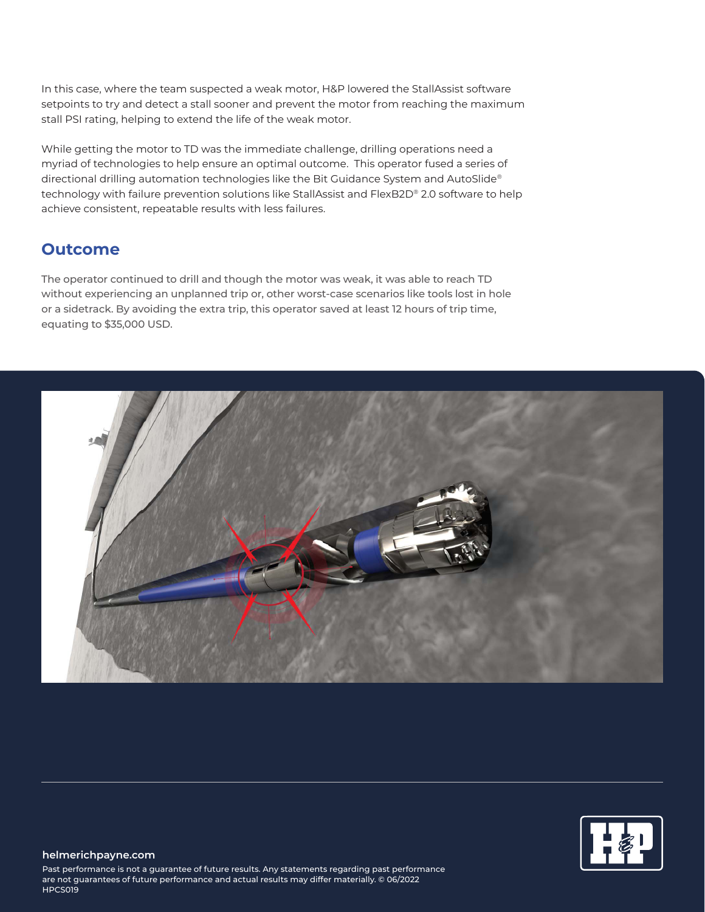In this case, where the team suspected a weak motor, H&P lowered the StallAssist software setpoints to try and detect a stall sooner and prevent the motor from reaching the maximum stall PSI rating, helping to extend the life of the weak motor.

While getting the motor to TD was the immediate challenge, drilling operations need a myriad of technologies to help ensure an optimal outcome. This operator fused a series of directional drilling automation technologies like the Bit Guidance System and AutoSlide® technology with failure prevention solutions like StallAssist and FlexB2D® 2.0 software to help achieve consistent, repeatable results with less failures.

## Outcome

The operator continued to drill and though the motor was weak, it was able to reach TD without experiencing an unplanned trip or, other worst-case scenarios like tools lost in hole or a sidetrack. By avoiding the extra trip, this operator saved at least 12 hours of trip time, equating to $35,000 USD.

**helmerichpayne.com**

Past performance is not a guarantee of future results. Any statements regarding past performance are not guarantees of future performance and actual results may differ materially. © 06/2022
HPCS019